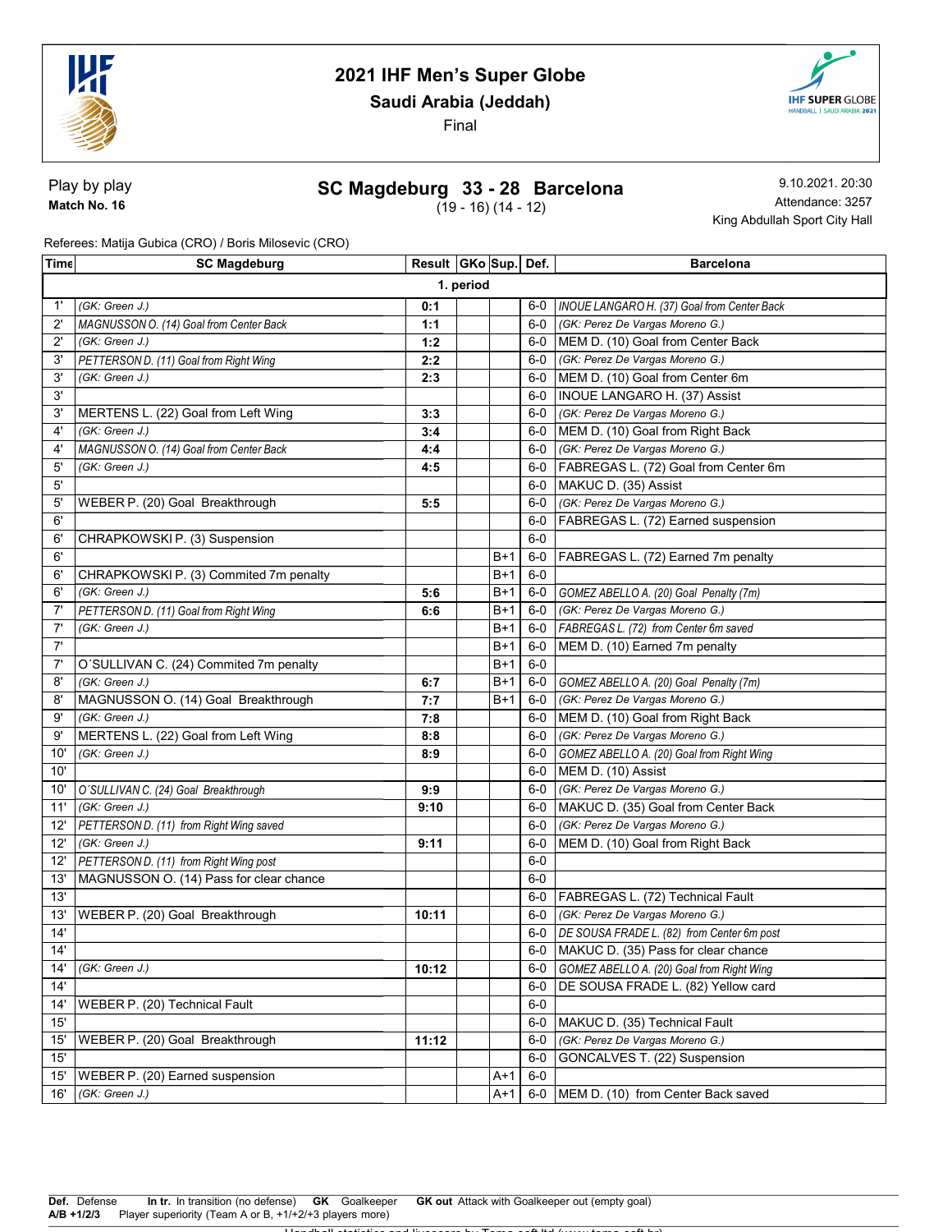# 2021 IHF Men's Super Globe

## Saudi Arabia (Jeddah)

Final

Play by play

**Match No. 16**

## SC Magdeburg 33 - 28 Barcelona

(19 - 16) (14 - 12)

9.10.2021. 20:30

Attendance: 3257

King Abdullah Sport City Hall

Referees: Matija Gubica (CRO) / Boris Milosevic (CRO)

| Time | SC Magdeburg | Result | GKo | Sup. | Def. | Barcelona |
|---|---|---|---|---|---|---|
| | | **1. period** | | | | |
| 1' | *(GK: Green J.)* | 0:1 | | | 6-0 | *INOUE LANGARO H. (37) Goal from Center Back* |
| 2' | *MAGNUSSON O. (14) Goal from Center Back* | 1:1 | | | 6-0 | *(GK: Perez De Vargas Moreno G.)* |
| 2' | *(GK: Green J.)* | 1:2 | | | 6-0 | MEM D. (10) Goal from Center Back |
| 3' | *PETTERSON D. (11) Goal from Right Wing* | 2:2 | | | 6-0 | *(GK: Perez De Vargas Moreno G.)* |
| 3' | *(GK: Green J.)* | 2:3 | | | 6-0 | MEM D. (10) Goal from Center 6m |
| 3' | | | | | 6-0 | INOUE LANGARO H. (37) Assist |
| 3' | MERTENS L. (22) Goal from Left Wing | 3:3 | | | 6-0 | *(GK: Perez De Vargas Moreno G.)* |
| 4' | *(GK: Green J.)* | 3:4 | | | 6-0 | MEM D. (10) Goal from Right Back |
| 4' | *MAGNUSSON O. (14) Goal from Center Back* | 4:4 | | | 6-0 | *(GK: Perez De Vargas Moreno G.)* |
| 5' | *(GK: Green J.)* | 4:5 | | | 6-0 | FABREGAS L. (72) Goal from Center 6m |
| 5' | | | | | 6-0 | MAKUC D. (35) Assist |
| 5' | WEBER P. (20) Goal Breakthrough | 5:5 | | | 6-0 | *(GK: Perez De Vargas Moreno G.)* |
| 6' | | | | | 6-0 | FABREGAS L. (72) Earned suspension |
| 6' | CHRAPKOWSKI P. (3) Suspension | | | | 6-0 | |
| 6' | | | | B+1 | 6-0 | FABREGAS L. (72) Earned 7m penalty |
| 6' | CHRAPKOWSKI P. (3) Commited 7m penalty | | | B+1 | 6-0 | |
| 6' | *(GK: Green J.)* | 5:6 | | B+1 | 6-0 | *GOMEZ ABELLO A. (20) Goal Penalty (7m)* |
| 7' | *PETTERSON D. (11) Goal from Right Wing* | 6:6 | | B+1 | 6-0 | *(GK: Perez De Vargas Moreno G.)* |
| 7' | *(GK: Green J.)* | | | B+1 | 6-0 | *FABREGAS L. (72) from Center 6m saved* |
| 7' | | | | B+1 | 6-0 | MEM D. (10) Earned 7m penalty |
| 7' | O´SULLIVAN C. (24) Commited 7m penalty | | | B+1 | 6-0 | |
| 8' | *(GK: Green J.)* | 6:7 | | B+1 | 6-0 | *GOMEZ ABELLO A. (20) Goal Penalty (7m)* |
| 8' | MAGNUSSON O. (14) Goal Breakthrough | 7:7 | | B+1 | 6-0 | *(GK: Perez De Vargas Moreno G.)* |
| 9' | *(GK: Green J.)* | 7:8 | | | 6-0 | MEM D. (10) Goal from Right Back |
| 9' | MERTENS L. (22) Goal from Left Wing | 8:8 | | | 6-0 | *(GK: Perez De Vargas Moreno G.)* |
| 10' | *(GK: Green J.)* | 8:9 | | | 6-0 | *GOMEZ ABELLO A. (20) Goal from Right Wing* |
| 10' | | | | | 6-0 | MEM D. (10) Assist |
| 10' | *O´SULLIVAN C. (24) Goal Breakthrough* | 9:9 | | | 6-0 | *(GK: Perez De Vargas Moreno G.)* |
| 11' | *(GK: Green J.)* | 9:10 | | | 6-0 | MAKUC D. (35) Goal from Center Back |
| 12' | *PETTERSON D. (11) from Right Wing saved* | | | | 6-0 | *(GK: Perez De Vargas Moreno G.)* |
| 12' | *(GK: Green J.)* | 9:11 | | | 6-0 | MEM D. (10) Goal from Right Back |
| 12' | *PETTERSON D. (11) from Right Wing post* | | | | 6-0 | |
| 13' | MAGNUSSON O. (14) Pass for clear chance | | | | 6-0 | |
| 13' | | | | | 6-0 | FABREGAS L. (72) Technical Fault |
| 13' | WEBER P. (20) Goal Breakthrough | 10:11 | | | 6-0 | *(GK: Perez De Vargas Moreno G.)* |
| 14' | | | | | 6-0 | *DE SOUSA FRADE L. (82) from Center 6m post* |
| 14' | | | | | 6-0 | MAKUC D. (35) Pass for clear chance |
| 14' | *(GK: Green J.)* | 10:12 | | | 6-0 | *GOMEZ ABELLO A. (20) Goal from Right Wing* |
| 14' | | | | | 6-0 | DE SOUSA FRADE L. (82) Yellow card |
| 14' | WEBER P. (20) Technical Fault | | | | 6-0 | |
| 15' | | | | | 6-0 | MAKUC D. (35) Technical Fault |
| 15' | WEBER P. (20) Goal Breakthrough | 11:12 | | | 6-0 | *(GK: Perez De Vargas Moreno G.)* |
| 15' | | | | | 6-0 | GONCALVES T. (22) Suspension |
| 15' | WEBER P. (20) Earned suspension | | | A+1 | 6-0 | |
| 16' | *(GK: Green J.)* | | | A+1 | 6-0 | MEM D. (10) from Center Back saved |

**Def.** Defense **In tr.** In transition (no defense) **GK** Goalkeeper **GK out** Attack with Goalkeeper out (empty goal)
**A/B +1/2/3** Player superiority (Team A or B, +1/+2/+3 players more)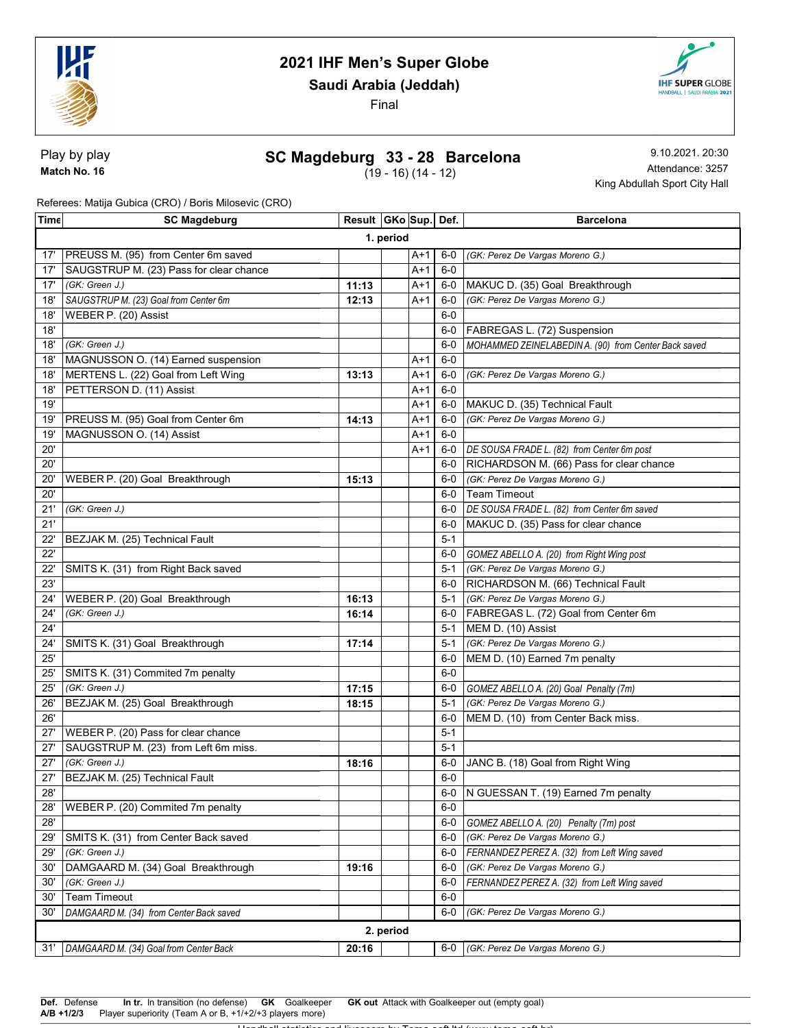# 2021 IHF Men's Super Globe

## Saudi Arabia (Jeddah)

Final

Play by play

**Match No. 16**

## SC Magdeburg 33 - 28 Barcelona

(19 - 16) (14 - 12)

9.10.2021. 20:30

Attendance: 3257

King Abdullah Sport City Hall

Referees: Matija Gubica (CRO) / Boris Milosevic (CRO)

| Time | SC Magdeburg | Result | GKo | Sup. | Def. | Barcelona |
|---|---|---|---|---|---|---|
| | **1. period** | | | | | |
| 17' | PREUSS M. (95) from Center 6m saved | | | A+1 | 6-0 | *(GK: Perez De Vargas Moreno G.)* |
| 17' | SAUGSTRUP M. (23) Pass for clear chance | | | A+1 | 6-0 | |
| 17' | *(GK: Green J.)* | 11:13 | | A+1 | 6-0 | MAKUC D. (35) Goal Breakthrough |
| 18' | *SAUGSTRUP M. (23) Goal from Center 6m* | 12:13 | | A+1 | 6-0 | *(GK: Perez De Vargas Moreno G.)* |
| 18' | WEBER P. (20) Assist | | | | 6-0 | |
| 18' | | | | | 6-0 | FABREGAS L. (72) Suspension |
| 18' | *(GK: Green J.)* | | | | 6-0 | *MOHAMMED ZEINELABEDIN A. (90) from Center Back saved* |
| 18' | MAGNUSSON O. (14) Earned suspension | | | A+1 | 6-0 | |
| 18' | MERTENS L. (22) Goal from Left Wing | 13:13 | | A+1 | 6-0 | *(GK: Perez De Vargas Moreno G.)* |
| 18' | PETTERSON D. (11) Assist | | | A+1 | 6-0 | |
| 19' | | | | A+1 | 6-0 | MAKUC D. (35) Technical Fault |
| 19' | PREUSS M. (95) Goal from Center 6m | 14:13 | | A+1 | 6-0 | *(GK: Perez De Vargas Moreno G.)* |
| 19' | MAGNUSSON O. (14) Assist | | | A+1 | 6-0 | |
| 20' | | | | A+1 | 6-0 | *DE SOUSA FRADE L. (82) from Center 6m post* |
| 20' | | | | | 6-0 | RICHARDSON M. (66) Pass for clear chance |
| 20' | WEBER P. (20) Goal Breakthrough | 15:13 | | | 6-0 | *(GK: Perez De Vargas Moreno G.)* |
| 20' | | | | | 6-0 | Team Timeout |
| 21' | *(GK: Green J.)* | | | | 6-0 | *DE SOUSA FRADE L. (82) from Center 6m saved* |
| 21' | | | | | 6-0 | MAKUC D. (35) Pass for clear chance |
| 22' | BEZJAK M. (25) Technical Fault | | | | 5-1 | |
| 22' | | | | | 6-0 | *GOMEZ ABELLO A. (20) from Right Wing post* |
| 22' | SMITS K. (31) from Right Back saved | | | | 5-1 | *(GK: Perez De Vargas Moreno G.)* |
| 23' | | | | | 6-0 | RICHARDSON M. (66) Technical Fault |
| 24' | WEBER P. (20) Goal Breakthrough | 16:13 | | | 5-1 | *(GK: Perez De Vargas Moreno G.)* |
| 24' | *(GK: Green J.)* | 16:14 | | | 6-0 | FABREGAS L. (72) Goal from Center 6m |
| 24' | | | | | 5-1 | MEM D. (10) Assist |
| 24' | SMITS K. (31) Goal Breakthrough | 17:14 | | | 5-1 | *(GK: Perez De Vargas Moreno G.)* |
| 25' | | | | | 6-0 | MEM D. (10) Earned 7m penalty |
| 25' | SMITS K. (31) Commited 7m penalty | | | | 6-0 | |
| 25' | *(GK: Green J.)* | 17:15 | | | 6-0 | *GOMEZ ABELLO A. (20) Goal Penalty (7m)* |
| 26' | BEZJAK M. (25) Goal Breakthrough | 18:15 | | | 5-1 | *(GK: Perez De Vargas Moreno G.)* |
| 26' | | | | | 6-0 | MEM D. (10) from Center Back miss. |
| 27' | WEBER P. (20) Pass for clear chance | | | | 5-1 | |
| 27' | SAUGSTRUP M. (23) from Left 6m miss. | | | | 5-1 | |
| 27' | *(GK: Green J.)* | 18:16 | | | 6-0 | JANC B. (18) Goal from Right Wing |
| 27' | BEZJAK M. (25) Technical Fault | | | | 6-0 | |
| 28' | | | | | 6-0 | N GUESSAN T. (19) Earned 7m penalty |
| 28' | WEBER P. (20) Commited 7m penalty | | | | 6-0 | |
| 28' | | | | | 6-0 | *GOMEZ ABELLO A. (20) Penalty (7m) post* |
| 29' | SMITS K. (31) from Center Back saved | | | | 6-0 | *(GK: Perez De Vargas Moreno G.)* |
| 29' | *(GK: Green J.)* | | | | 6-0 | *FERNANDEZ PEREZ A. (32) from Left Wing saved* |
| 30' | DAMGAARD M. (34) Goal Breakthrough | 19:16 | | | 6-0 | *(GK: Perez De Vargas Moreno G.)* |
| 30' | *(GK: Green J.)* | | | | 6-0 | *FERNANDEZ PEREZ A. (32) from Left Wing saved* |
| 30' | Team Timeout | | | | 6-0 | |
| 30' | *DAMGAARD M. (34) from Center Back saved* | | | | 6-0 | *(GK: Perez De Vargas Moreno G.)* |
| | **2. period** | | | | | |
| 31' | *DAMGAARD M. (34) Goal from Center Back* | 20:16 | | | 6-0 | *(GK: Perez De Vargas Moreno G.)* |

**Def.** Defense **In tr.** In transition (no defense) **GK** Goalkeeper **GK out** Attack with Goalkeeper out (empty goal)
**A/B +1/2/3** Player superiority (Team A or B, +1/+2/+3 players more)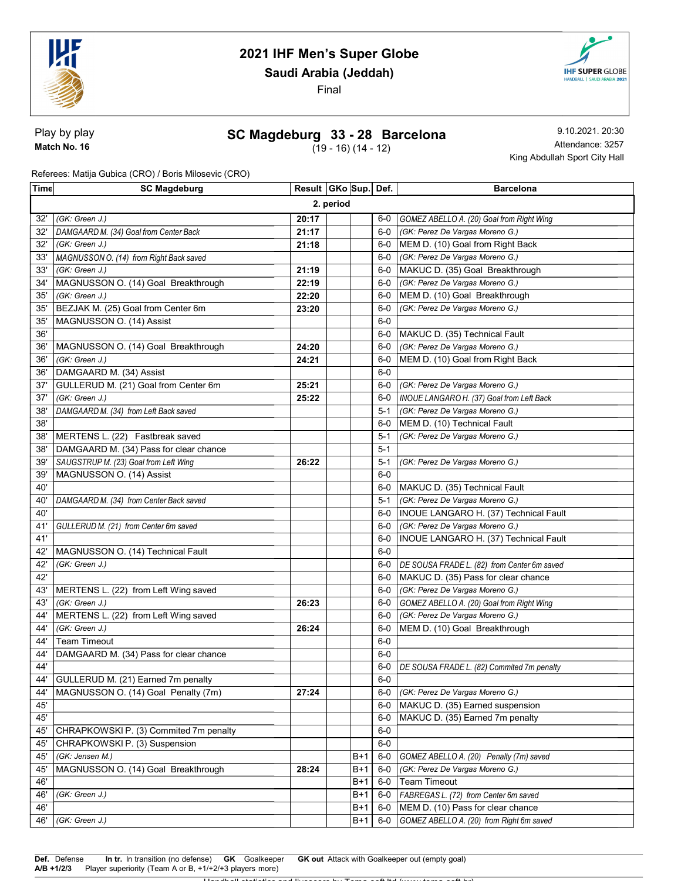# 2021 IHF Men's Super Globe

## Saudi Arabia (Jeddah)

Final

Play by play

**Match No. 16**

## SC Magdeburg 33 - 28 Barcelona

(19 - 16) (14 - 12)

9.10.2021. 20:30

Attendance: 3257

King Abdullah Sport City Hall

Referees: Matija Gubica (CRO) / Boris Milosevic (CRO)

| Time | SC Magdeburg | Result | GKo | Sup. | Def. | Barcelona |
|---|---|---|---|---|---|---|
| | | **2. period** | | | | |
| 32' | *(GK: Green J.)* | **20:17** | | | 6-0 | *GOMEZ ABELLO A. (20) Goal from Right Wing* |
| 32' | *DAMGAARD M. (34) Goal from Center Back* | **21:17** | | | 6-0 | *(GK: Perez De Vargas Moreno G.)* |
| 32' | *(GK: Green J.)* | **21:18** | | | 6-0 | MEM D. (10) Goal from Right Back |
| 33' | *MAGNUSSON O. (14) from Right Back saved* | | | | 6-0 | *(GK: Perez De Vargas Moreno G.)* |
| 33' | *(GK: Green J.)* | **21:19** | | | 6-0 | MAKUC D. (35) Goal Breakthrough |
| 34' | MAGNUSSON O. (14) Goal Breakthrough | **22:19** | | | 6-0 | *(GK: Perez De Vargas Moreno G.)* |
| 35' | *(GK: Green J.)* | **22:20** | | | 6-0 | MEM D. (10) Goal Breakthrough |
| 35' | BEZJAK M. (25) Goal from Center 6m | **23:20** | | | 6-0 | *(GK: Perez De Vargas Moreno G.)* |
| 35' | MAGNUSSON O. (14) Assist | | | | 6-0 | |
| 36' | | | | | 6-0 | MAKUC D. (35) Technical Fault |
| 36' | MAGNUSSON O. (14) Goal Breakthrough | **24:20** | | | 6-0 | *(GK: Perez De Vargas Moreno G.)* |
| 36' | *(GK: Green J.)* | **24:21** | | | 6-0 | MEM D. (10) Goal from Right Back |
| 36' | DAMGAARD M. (34) Assist | | | | 6-0 | |
| 37' | GULLERUD M. (21) Goal from Center 6m | **25:21** | | | 6-0 | *(GK: Perez De Vargas Moreno G.)* |
| 37' | *(GK: Green J.)* | **25:22** | | | 6-0 | *INOUE LANGARO H. (37) Goal from Left Back* |
| 38' | *DAMGAARD M. (34) from Left Back saved* | | | | 5-1 | *(GK: Perez De Vargas Moreno G.)* |
| 38' | | | | | 6-0 | MEM D. (10) Technical Fault |
| 38' | MERTENS L. (22) Fastbreak saved | | | | 5-1 | *(GK: Perez De Vargas Moreno G.)* |
| 38' | DAMGAARD M. (34) Pass for clear chance | | | | 5-1 | |
| 39' | *SAUGSTRUP M. (23) Goal from Left Wing* | **26:22** | | | 5-1 | *(GK: Perez De Vargas Moreno G.)* |
| 39' | MAGNUSSON O. (14) Assist | | | | 6-0 | |
| 40' | | | | | 6-0 | MAKUC D. (35) Technical Fault |
| 40' | *DAMGAARD M. (34) from Center Back saved* | | | | 5-1 | *(GK: Perez De Vargas Moreno G.)* |
| 40' | | | | | 6-0 | INOUE LANGARO H. (37) Technical Fault |
| 41' | *GULLERUD M. (21) from Center 6m saved* | | | | 6-0 | *(GK: Perez De Vargas Moreno G.)* |
| 41' | | | | | 6-0 | INOUE LANGARO H. (37) Technical Fault |
| 42' | MAGNUSSON O. (14) Technical Fault | | | | 6-0 | |
| 42' | *(GK: Green J.)* | | | | 6-0 | *DE SOUSA FRADE L. (82) from Center 6m saved* |
| 42' | | | | | 6-0 | MAKUC D. (35) Pass for clear chance |
| 43' | MERTENS L. (22) from Left Wing saved | | | | 6-0 | *(GK: Perez De Vargas Moreno G.)* |
| 43' | *(GK: Green J.)* | **26:23** | | | 6-0 | *GOMEZ ABELLO A. (20) Goal from Right Wing* |
| 44' | MERTENS L. (22) from Left Wing saved | | | | 6-0 | *(GK: Perez De Vargas Moreno G.)* |
| 44' | *(GK: Green J.)* | **26:24** | | | 6-0 | MEM D. (10) Goal Breakthrough |
| 44' | Team Timeout | | | | 6-0 | |
| 44' | DAMGAARD M. (34) Pass for clear chance | | | | 6-0 | |
| 44' | | | | | 6-0 | *DE SOUSA FRADE L. (82) Commited 7m penalty* |
| 44' | GULLERUD M. (21) Earned 7m penalty | | | | 6-0 | |
| 44' | MAGNUSSON O. (14) Goal Penalty (7m) | **27:24** | | | 6-0 | *(GK: Perez De Vargas Moreno G.)* |
| 45' | | | | | 6-0 | MAKUC D. (35) Earned suspension |
| 45' | | | | | 6-0 | MAKUC D. (35) Earned 7m penalty |
| 45' | CHRAPKOWSKI P. (3) Commited 7m penalty | | | | 6-0 | |
| 45' | CHRAPKOWSKI P. (3) Suspension | | | | 6-0 | |
| 45' | *(GK: Jensen M.)* | | | B+1 | 6-0 | *GOMEZ ABELLO A. (20) Penalty (7m) saved* |
| 45' | MAGNUSSON O. (14) Goal Breakthrough | **28:24** | | B+1 | 6-0 | *(GK: Perez De Vargas Moreno G.)* |
| 46' | | | | B+1 | 6-0 | Team Timeout |
| 46' | *(GK: Green J.)* | | | B+1 | 6-0 | *FABREGAS L. (72) from Center 6m saved* |
| 46' | | | | B+1 | 6-0 | MEM D. (10) Pass for clear chance |
| 46' | *(GK: Green J.)* | | | B+1 | 6-0 | *GOMEZ ABELLO A. (20) from Right 6m saved* |

**Def.** Defense **In tr.** In transition (no defense) **GK** Goalkeeper **GK out** Attack with Goalkeeper out (empty goal)

**A/B +1/2/3** Player superiority (Team A or B, +1/+2/+3 players more)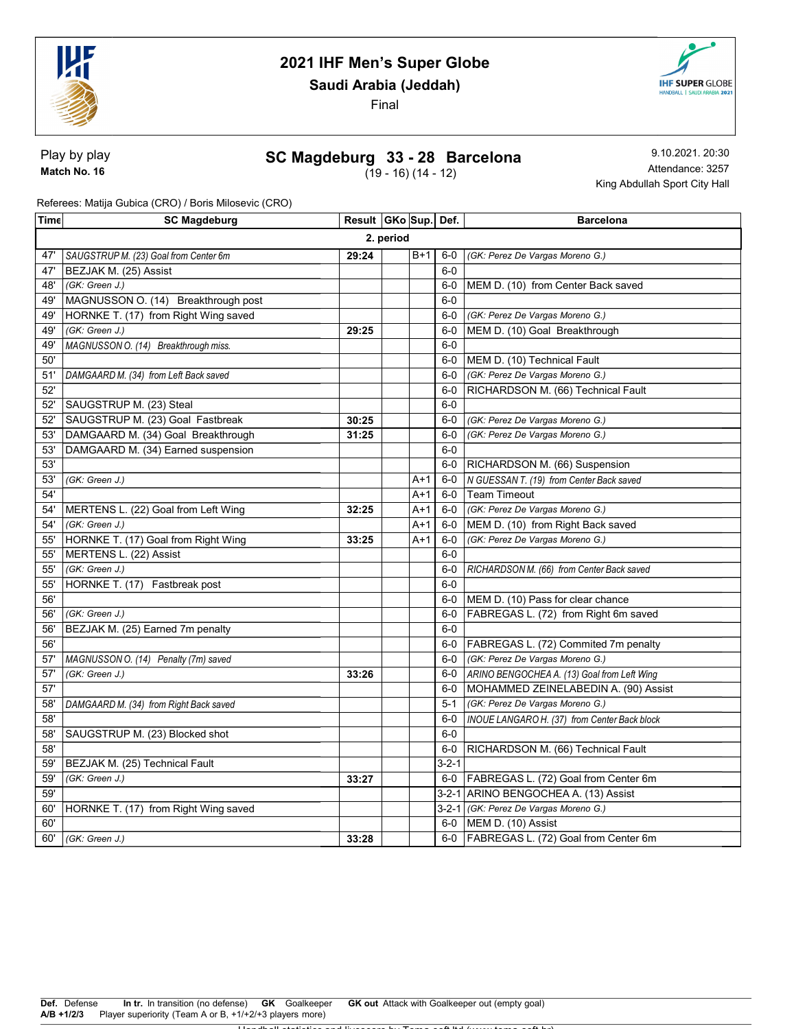# 2021 IHF Men's Super Globe

## Saudi Arabia (Jeddah)

Final

Play by play

**Match No. 16**

## SC Magdeburg 33 - 28 Barcelona

(19 - 16) (14 - 12)

9.10.2021. 20:30

Attendance: 3257

King Abdullah Sport City Hall

Referees: Matija Gubica (CRO) / Boris Milosevic (CRO)

| Time | SC Magdeburg | Result | GKo | Sup. | Def. | Barcelona |
|---|---|---|---|---|---|---|
| | | 2. period | | | | |
| 47' | *SAUGSTRUP M. (23) Goal from Center 6m* | 29:24 | | B+1 | 6-0 | *(GK: Perez De Vargas Moreno G.)* |
| 47' | BEZJAK M. (25) Assist | | | | 6-0 | |
| 48' | *(GK: Green J.)* | | | | 6-0 | MEM D. (10) from Center Back saved |
| 49' | MAGNUSSON O. (14) Breakthrough post | | | | 6-0 | |
| 49' | HORNKE T. (17) from Right Wing saved | | | | 6-0 | *(GK: Perez De Vargas Moreno G.)* |
| 49' | *(GK: Green J.)* | 29:25 | | | 6-0 | MEM D. (10) Goal Breakthrough |
| 49' | *MAGNUSSON O. (14) Breakthrough miss.* | | | | 6-0 | |
| 50' | | | | | 6-0 | MEM D. (10) Technical Fault |
| 51' | *DAMGAARD M. (34) from Left Back saved* | | | | 6-0 | *(GK: Perez De Vargas Moreno G.)* |
| 52' | | | | | 6-0 | RICHARDSON M. (66) Technical Fault |
| 52' | SAUGSTRUP M. (23) Steal | | | | 6-0 | |
| 52' | SAUGSTRUP M. (23) Goal Fastbreak | 30:25 | | | 6-0 | *(GK: Perez De Vargas Moreno G.)* |
| 53' | DAMGAARD M. (34) Goal Breakthrough | 31:25 | | | 6-0 | *(GK: Perez De Vargas Moreno G.)* |
| 53' | DAMGAARD M. (34) Earned suspension | | | | 6-0 | |
| 53' | | | | | 6-0 | RICHARDSON M. (66) Suspension |
| 53' | *(GK: Green J.)* | | | A+1 | 6-0 | *N GUESSAN T. (19) from Center Back saved* |
| 54' | | | | A+1 | 6-0 | Team Timeout |
| 54' | MERTENS L. (22) Goal from Left Wing | 32:25 | | A+1 | 6-0 | *(GK: Perez De Vargas Moreno G.)* |
| 54' | *(GK: Green J.)* | | | A+1 | 6-0 | MEM D. (10) from Right Back saved |
| 55' | HORNKE T. (17) Goal from Right Wing | 33:25 | | A+1 | 6-0 | *(GK: Perez De Vargas Moreno G.)* |
| 55' | MERTENS L. (22) Assist | | | | 6-0 | |
| 55' | *(GK: Green J.)* | | | | 6-0 | *RICHARDSON M. (66) from Center Back saved* |
| 55' | HORNKE T. (17) Fastbreak post | | | | 6-0 | |
| 56' | | | | | 6-0 | MEM D. (10) Pass for clear chance |
| 56' | *(GK: Green J.)* | | | | 6-0 | FABREGAS L. (72) from Right 6m saved |
| 56' | BEZJAK M. (25) Earned 7m penalty | | | | 6-0 | |
| 56' | | | | | 6-0 | FABREGAS L. (72) Commited 7m penalty |
| 57' | *MAGNUSSON O. (14) Penalty (7m) saved* | | | | 6-0 | *(GK: Perez De Vargas Moreno G.)* |
| 57' | *(GK: Green J.)* | 33:26 | | | 6-0 | *ARINO BENGOCHEA A. (13) Goal from Left Wing* |
| 57' | | | | | 6-0 | MOHAMMED ZEINELABEDIN A. (90) Assist |
| 58' | *DAMGAARD M. (34) from Right Back saved* | | | | 5-1 | *(GK: Perez De Vargas Moreno G.)* |
| 58' | | | | | 6-0 | *INOUE LANGARO H. (37) from Center Back block* |
| 58' | SAUGSTRUP M. (23) Blocked shot | | | | 6-0 | |
| 58' | | | | | 6-0 | RICHARDSON M. (66) Technical Fault |
| 59' | BEZJAK M. (25) Technical Fault | | | | 3-2-1 | |
| 59' | *(GK: Green J.)* | 33:27 | | | 6-0 | FABREGAS L. (72) Goal from Center 6m |
| 59' | | | | | 3-2-1 | ARINO BENGOCHEA A. (13) Assist |
| 60' | HORNKE T. (17) from Right Wing saved | | | | 3-2-1 | *(GK: Perez De Vargas Moreno G.)* |
| 60' | | | | | 6-0 | MEM D. (10) Assist |
| 60' | *(GK: Green J.)* | 33:28 | | | 6-0 | FABREGAS L. (72) Goal from Center 6m |

**Def.** Defense **In tr.** In transition (no defense) **GK** Goalkeeper **GK out** Attack with Goalkeeper out (empty goal)
**A/B +1/2/3** Player superiority (Team A or B, +1/+2/+3 players more)